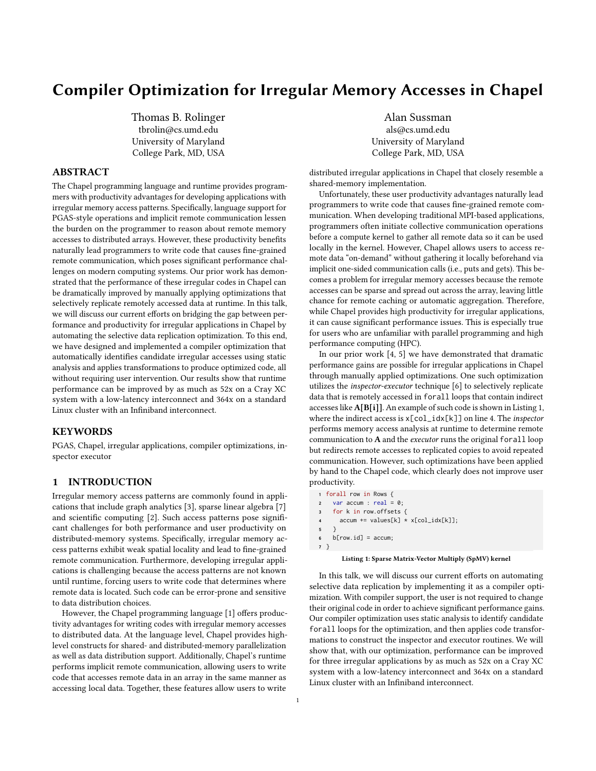# Compiler Optimization for Irregular Memory Accesses in Chapel

Thomas B. Rolinger
tbrolin@cs.umd.edu
University of Maryland
College Park, MD, USA

Alan Sussman
als@cs.umd.edu
University of Maryland
College Park, MD, USA

## ABSTRACT

The Chapel programming language and runtime provides programmers with productivity advantages for developing applications with irregular memory access patterns. Specifically, language support for PGAS-style operations and implicit remote communication lessen the burden on the programmer to reason about remote memory accesses to distributed arrays. However, these productivity benefits naturally lead programmers to write code that causes fine-grained remote communication, which poses significant performance challenges on modern computing systems. Our prior work has demonstrated that the performance of these irregular codes in Chapel can be dramatically improved by manually applying optimizations that selectively replicate remotely accessed data at runtime. In this talk, we will discuss our current efforts on bridging the gap between performance and productivity for irregular applications in Chapel by automating the selective data replication optimization. To this end, we have designed and implemented a compiler optimization that automatically identifies candidate irregular accesses using static analysis and applies transformations to produce optimized code, all without requiring user intervention. Our results show that runtime performance can be improved by as much as 52x on a Cray XC system with a low-latency interconnect and 364x on a standard Linux cluster with an Infiniband interconnect.

## KEYWORDS

PGAS, Chapel, irregular applications, compiler optimizations, inspector executor

## 1 INTRODUCTION

Irregular memory access patterns are commonly found in applications that include graph analytics [3], sparse linear algebra [7] and scientific computing [2]. Such access patterns pose significant challenges for both performance and user productivity on distributed-memory systems. Specifically, irregular memory access patterns exhibit weak spatial locality and lead to fine-grained remote communication. Furthermore, developing irregular applications is challenging because the access patterns are not known until runtime, forcing users to write code that determines where remote data is located. Such code can be error-prone and sensitive to data distribution choices.

However, the Chapel programming language [1] offers productivity advantages for writing codes with irregular memory accesses to distributed data. At the language level, Chapel provides high-level constructs for shared- and distributed-memory parallelization as well as data distribution support. Additionally, Chapel's runtime performs implicit remote communication, allowing users to write code that accesses remote data in an array in the same manner as accessing local data. Together, these features allow users to write distributed irregular applications in Chapel that closely resemble a shared-memory implementation.

Unfortunately, these user productivity advantages naturally lead programmers to write code that causes fine-grained remote communication. When developing traditional MPI-based applications, programmers often initiate collective communication operations before a compute kernel to gather all remote data so it can be used locally in the kernel. However, Chapel allows users to access remote data "on-demand" without gathering it locally beforehand via implicit one-sided communication calls (i.e., puts and gets). This becomes a problem for irregular memory accesses because the remote accesses can be sparse and spread out across the array, leaving little chance for remote caching or automatic aggregation. Therefore, while Chapel provides high productivity for irregular applications, it can cause significant performance issues. This is especially true for users who are unfamiliar with parallel programming and high performance computing (HPC).

In our prior work [4, 5] we have demonstrated that dramatic performance gains are possible for irregular applications in Chapel through manually applied optimizations. One such optimization utilizes the *inspector-executor* technique [6] to selectively replicate data that is remotely accessed in `forall` loops that contain indirect accesses like **A[B[i]]**. An example of such code is shown in Listing 1, where the indirect access is `x[col_idx[k]]` on line 4. The *inspector* performs memory access analysis at runtime to determine remote communication to **A** and the *executor* runs the original `forall` loop but redirects remote accesses to replicated copies to avoid repeated communication. However, such optimizations have been applied by hand to the Chapel code, which clearly does not improve user productivity.

```
forall row in Rows {
  var accum : real = 0;
  for k in row.offsets {
    accum += values[k] * x[col_idx[k]];
  }
  b[row.id] = accum;
}
```

**Listing 1: Sparse Matrix-Vector Multiply (SpMV) kernel**

In this talk, we will discuss our current efforts on automating selective data replication by implementing it as a compiler optimization. With compiler support, the user is not required to change their original code in order to achieve significant performance gains. Our compiler optimization uses static analysis to identify candidate `forall` loops for the optimization, and then applies code transformations to construct the inspector and executor routines. We will show that, with our optimization, performance can be improved for three irregular applications by as much as 52x on a Cray XC system with a low-latency interconnect and 364x on a standard Linux cluster with an Infiniband interconnect.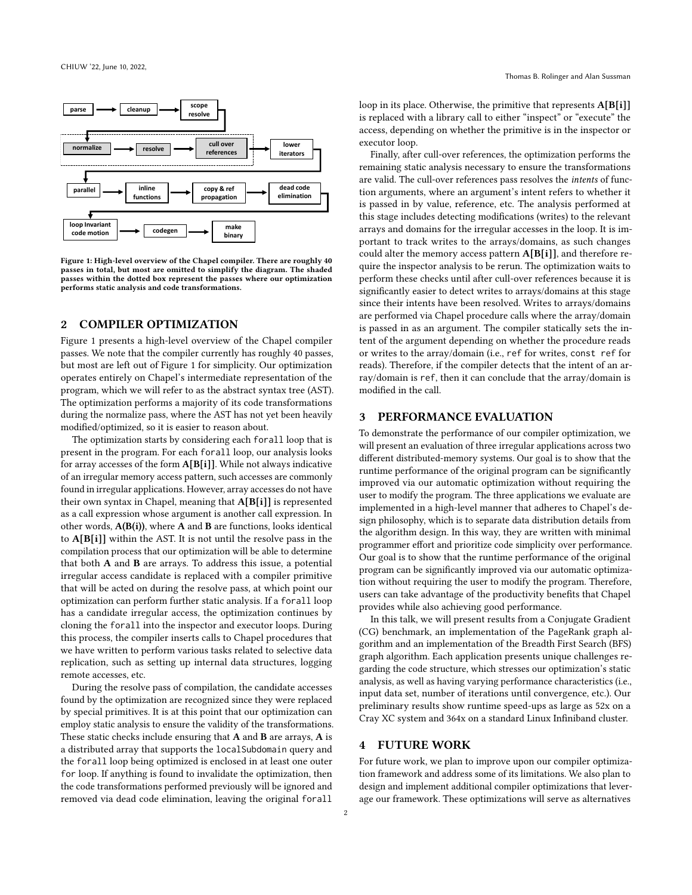Figure 1: High-level overview of the Chapel compiler. There are roughly 40 passes in total, but most are omitted to simplify the diagram. The shaded passes within the dotted box represent the passes where our optimization performs static analysis and code transformations.

## 2 COMPILER OPTIMIZATION

Figure 1 presents a high-level overview of the Chapel compiler passes. We note that the compiler currently has roughly 40 passes, but most are left out of Figure 1 for simplicity. Our optimization operates entirely on Chapel's intermediate representation of the program, which we will refer to as the abstract syntax tree (AST). The optimization performs a majority of its code transformations during the normalize pass, where the AST has not yet been heavily modified/optimized, so it is easier to reason about.

The optimization starts by considering each `forall` loop that is present in the program. For each `forall` loop, our analysis looks for array accesses of the form **A[B[i]]**. While not always indicative of an irregular memory access pattern, such accesses are commonly found in irregular applications. However, array accesses do not have their own syntax in Chapel, meaning that **A[B[i]]** is represented as a call expression whose argument is another call expression. In other words, **A(B(i))**, where **A** and **B** are functions, looks identical to **A[B[i]]** within the AST. It is not until the resolve pass in the compilation process that our optimization will be able to determine that both **A** and **B** are arrays. To address this issue, a potential irregular access candidate is replaced with a compiler primitive that will be acted on during the resolve pass, at which point our optimization can perform further static analysis. If a `forall` loop has a candidate irregular access, the optimization continues by cloning the `forall` into the inspector and executor loops. During this process, the compiler inserts calls to Chapel procedures that we have written to perform various tasks related to selective data replication, such as setting up internal data structures, logging remote accesses, etc.

During the resolve pass of compilation, the candidate accesses found by the optimization are recognized since they were replaced by special primitives. It is at this point that our optimization can employ static analysis to ensure the validity of the transformations. These static checks include ensuring that **A** and **B** are arrays, **A** is a distributed array that supports the `localSubdomain` query and the `forall` loop being optimized is enclosed in at least one outer `for` loop. If anything is found to invalidate the optimization, then the code transformations performed previously will be ignored and removed via dead code elimination, leaving the original `forall` loop in its place. Otherwise, the primitive that represents **A[B[i]]** is replaced with a library call to either "inspect" or "execute" the access, depending on whether the primitive is in the inspector or executor loop.

Finally, after cull-over references, the optimization performs the remaining static analysis necessary to ensure the transformations are valid. The cull-over references pass resolves the *intents* of function arguments, where an argument's intent refers to whether it is passed in by value, reference, etc. The analysis performed at this stage includes detecting modifications (writes) to the relevant arrays and domains for the irregular accesses in the loop. It is important to track writes to the arrays/domains, as such changes could alter the memory access pattern **A[B[i]]**, and therefore require the inspector analysis to be rerun. The optimization waits to perform these checks until after cull-over references because it is significantly easier to detect writes to arrays/domains at this stage since their intents have been resolved. Writes to arrays/domains are performed via Chapel procedure calls where the array/domain is passed in as an argument. The compiler statically sets the intent of the argument depending on whether the procedure reads or writes to the array/domain (i.e., `ref` for writes, `const ref` for reads). Therefore, if the compiler detects that the intent of an array/domain is `ref`, then it can conclude that the array/domain is modified in the call.

## 3 PERFORMANCE EVALUATION

To demonstrate the performance of our compiler optimization, we will present an evaluation of three irregular applications across two different distributed-memory systems. Our goal is to show that the runtime performance of the original program can be significantly improved via our automatic optimization without requiring the user to modify the program. The three applications we evaluate are implemented in a high-level manner that adheres to Chapel's design philosophy, which is to separate data distribution details from the algorithm design. In this way, they are written with minimal programmer effort and prioritize code simplicity over performance. Our goal is to show that the runtime performance of the original program can be significantly improved via our automatic optimization without requiring the user to modify the program. Therefore, users can take advantage of the productivity benefits that Chapel provides while also achieving good performance.

In this talk, we will present results from a Conjugate Gradient (CG) benchmark, an implementation of the PageRank graph algorithm and an implementation of the Breadth First Search (BFS) graph algorithm. Each application presents unique challenges regarding the code structure, which stresses our optimization's static analysis, as well as having varying performance characteristics (i.e., input data set, number of iterations until convergence, etc.). Our preliminary results show runtime speed-ups as large as 52x on a Cray XC system and 364x on a standard Linux Infiniband cluster.

## 4 FUTURE WORK

For future work, we plan to improve upon our compiler optimization framework and address some of its limitations. We also plan to design and implement additional compiler optimizations that leverage our framework. These optimizations will serve as alternatives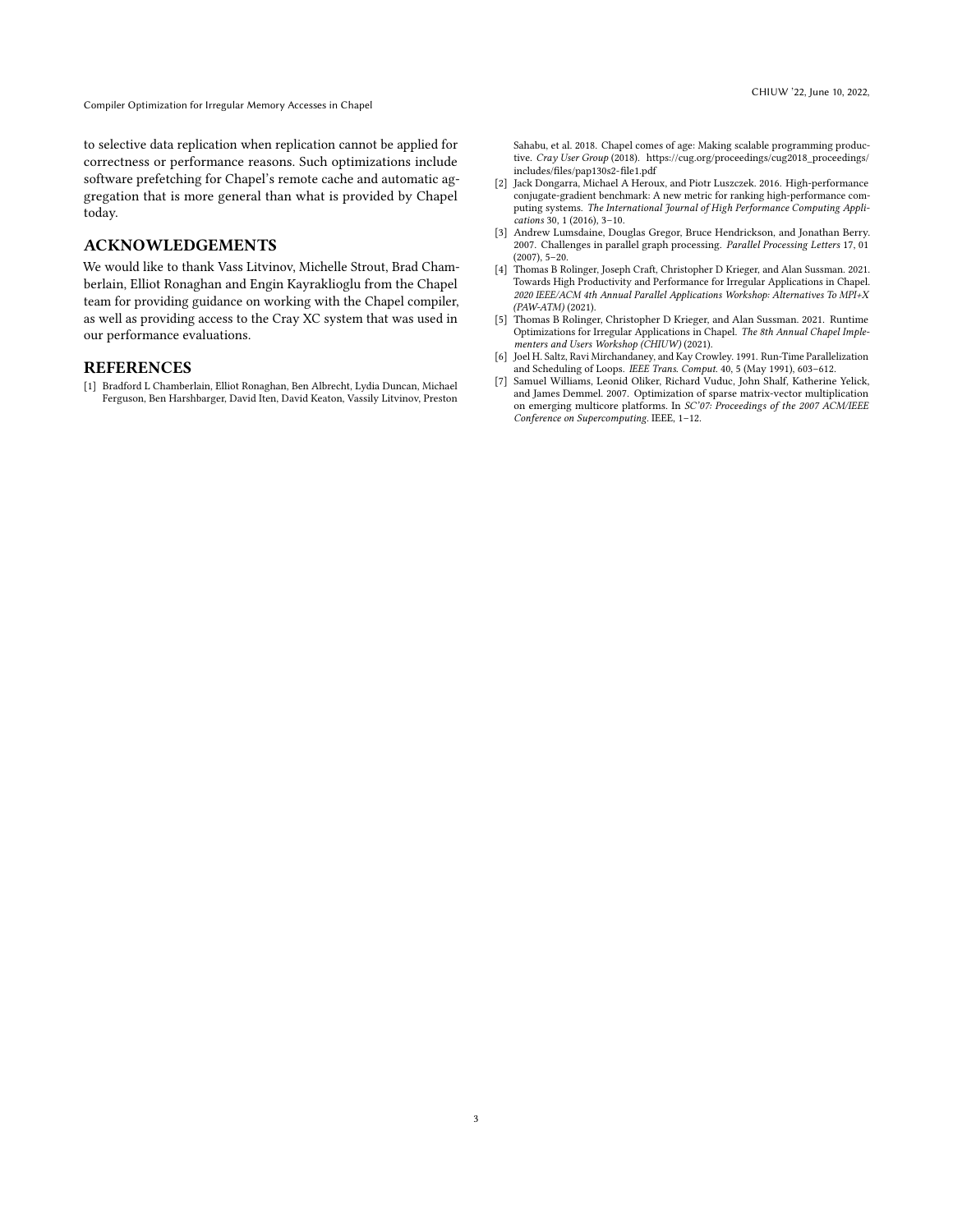to selective data replication when replication cannot be applied for correctness or performance reasons. Such optimizations include software prefetching for Chapel's remote cache and automatic aggregation that is more general than what is provided by Chapel today.

## ACKNOWLEDGEMENTS

We would like to thank Vass Litvinov, Michelle Strout, Brad Chamberlain, Elliot Ronaghan and Engin Kayraklioglu from the Chapel team for providing guidance on working with the Chapel compiler, as well as providing access to the Cray XC system that was used in our performance evaluations.

## REFERENCES

[1] Bradford L Chamberlain, Elliot Ronaghan, Ben Albrecht, Lydia Duncan, Michael Ferguson, Ben Harshbarger, David Iten, David Keaton, Vassily Litvinov, Preston Sahabu, et al. 2018. Chapel comes of age: Making scalable programming productive. *Cray User Group* (2018). https://cug.org/proceedings/cug2018_proceedings/includes/files/pap130s2-file1.pdf

[2] Jack Dongarra, Michael A Heroux, and Piotr Luszczek. 2016. High-performance conjugate-gradient benchmark: A new metric for ranking high-performance computing systems. *The International Journal of High Performance Computing Applications* 30, 1 (2016), 3–10.

[3] Andrew Lumsdaine, Douglas Gregor, Bruce Hendrickson, and Jonathan Berry. 2007. Challenges in parallel graph processing. *Parallel Processing Letters* 17, 01 (2007), 5–20.

[4] Thomas B Rolinger, Joseph Craft, Christopher D Krieger, and Alan Sussman. 2021. Towards High Productivity and Performance for Irregular Applications in Chapel. *2020 IEEE/ACM 4th Annual Parallel Applications Workshop: Alternatives To MPI+X (PAW-ATM)* (2021).

[5] Thomas B Rolinger, Christopher D Krieger, and Alan Sussman. 2021. Runtime Optimizations for Irregular Applications in Chapel. *The 8th Annual Chapel Implementers and Users Workshop (CHIUW)* (2021).

[6] Joel H. Saltz, Ravi Mirchandaney, and Kay Crowley. 1991. Run-Time Parallelization and Scheduling of Loops. *IEEE Trans. Comput.* 40, 5 (May 1991), 603–612.

[7] Samuel Williams, Leonid Oliker, Richard Vuduc, John Shalf, Katherine Yelick, and James Demmel. 2007. Optimization of sparse matrix-vector multiplication on emerging multicore platforms. In *SC'07: Proceedings of the 2007 ACM/IEEE Conference on Supercomputing*. IEEE, 1–12.